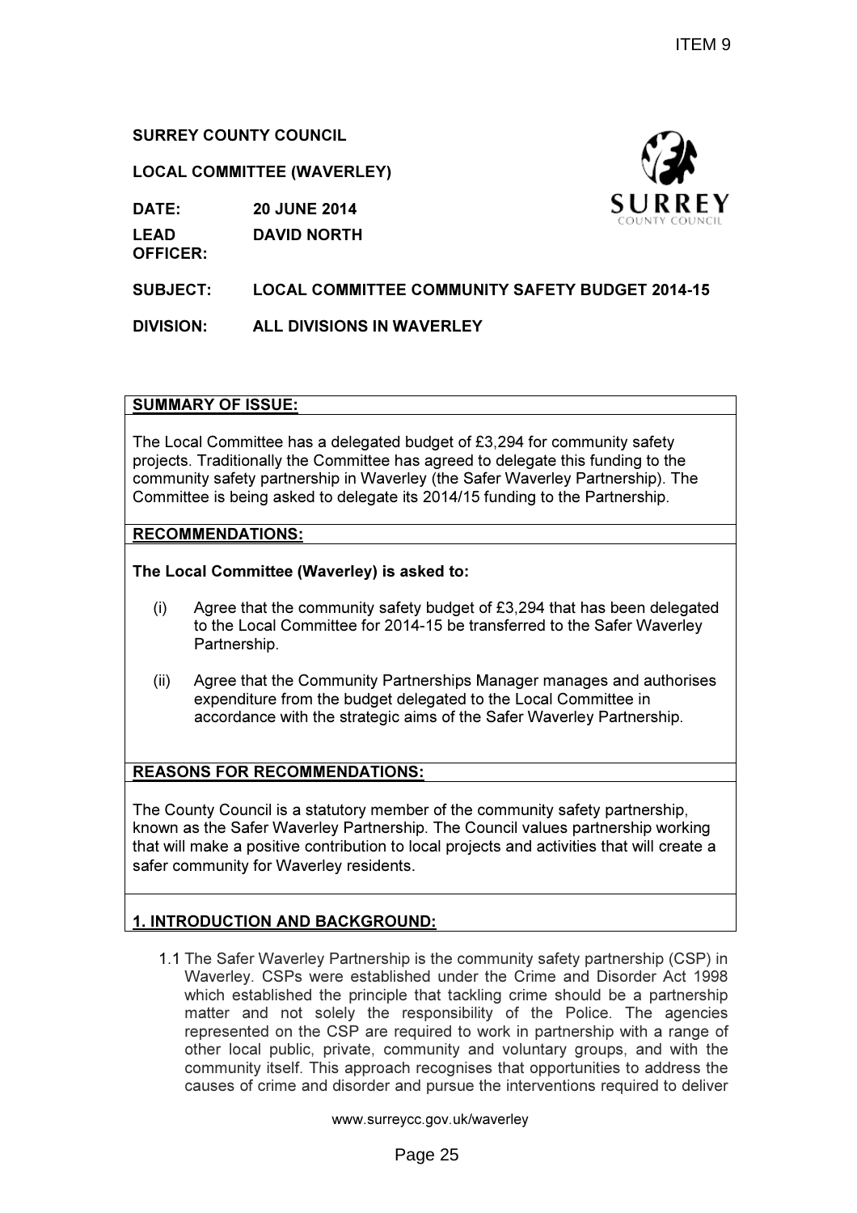ITEM 9

**SURREY COUNTY COUNCIL**

**LOCAL COMMITTEE (WAVERLEY)**

**DATE:** 20 JUNE 2014

**LEAD OFFICER:** DAVID NORTH

**SUBJECT:** LOCAL COMMITTEE COMMUNITY SAFETY BUDGET 2014-15

**DIVISION:** ALL DIVISIONS IN WAVERLEY

## SUMMARY OF ISSUE:

The Local Committee has a delegated budget of £3,294 for community safety projects. Traditionally the Committee has agreed to delegate this funding to the community safety partnership in Waverley (the Safer Waverley Partnership). The Committee is being asked to delegate its 2014/15 funding to the Partnership.

## RECOMMENDATIONS:

**The Local Committee (Waverley) is asked to:**

(i) Agree that the community safety budget of £3,294 that has been delegated to the Local Committee for 2014-15 be transferred to the Safer Waverley Partnership.

(ii) Agree that the Community Partnerships Manager manages and authorises expenditure from the budget delegated to the Local Committee in accordance with the strategic aims of the Safer Waverley Partnership.

## REASONS FOR RECOMMENDATIONS:

The County Council is a statutory member of the community safety partnership, known as the Safer Waverley Partnership. The Council values partnership working that will make a positive contribution to local projects and activities that will create a safer community for Waverley residents.

## 1. INTRODUCTION AND BACKGROUND:

1.1 The Safer Waverley Partnership is the community safety partnership (CSP) in Waverley. CSPs were established under the Crime and Disorder Act 1998 which established the principle that tackling crime should be a partnership matter and not solely the responsibility of the Police. The agencies represented on the CSP are required to work in partnership with a range of other local public, private, community and voluntary groups, and with the community itself. This approach recognises that opportunities to address the causes of crime and disorder and pursue the interventions required to deliver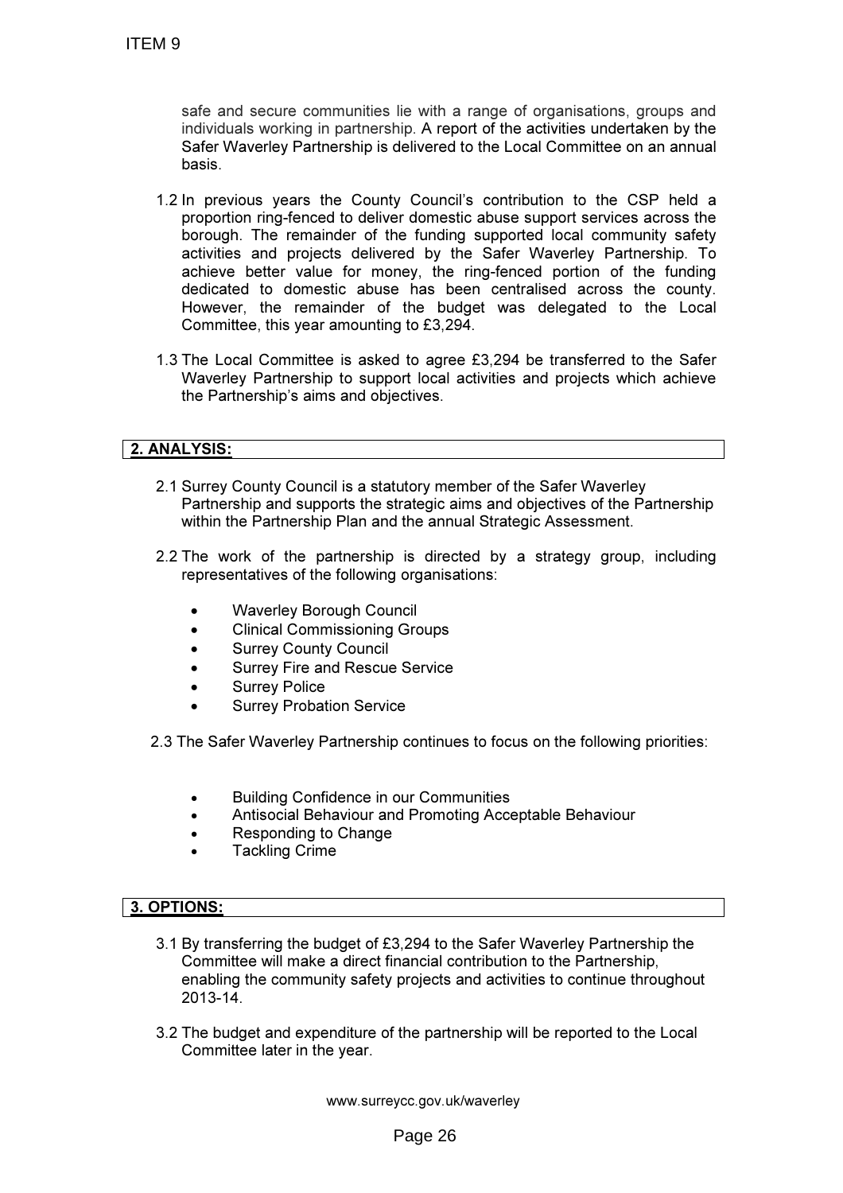safe and secure communities lie with a range of organisations, groups and individuals working in partnership. A report of the activities undertaken by the Safer Waverley Partnership is delivered to the Local Committee on an annual basis.

1.2 In previous years the County Council's contribution to the CSP held a proportion ring-fenced to deliver domestic abuse support services across the borough. The remainder of the funding supported local community safety activities and projects delivered by the Safer Waverley Partnership. To achieve better value for money, the ring-fenced portion of the funding dedicated to domestic abuse has been centralised across the county. However, the remainder of the budget was delegated to the Local Committee, this year amounting to £3,294.

1.3 The Local Committee is asked to agree £3,294 be transferred to the Safer Waverley Partnership to support local activities and projects which achieve the Partnership's aims and objectives.

## 2. ANALYSIS:

2.1 Surrey County Council is a statutory member of the Safer Waverley Partnership and supports the strategic aims and objectives of the Partnership within the Partnership Plan and the annual Strategic Assessment.

2.2 The work of the partnership is directed by a strategy group, including representatives of the following organisations:

- Waverley Borough Council
- Clinical Commissioning Groups
- Surrey County Council
- Surrey Fire and Rescue Service
- Surrey Police
- Surrey Probation Service

2.3 The Safer Waverley Partnership continues to focus on the following priorities:

- Building Confidence in our Communities
- Antisocial Behaviour and Promoting Acceptable Behaviour
- Responding to Change
- Tackling Crime

## 3. OPTIONS:

3.1 By transferring the budget of £3,294 to the Safer Waverley Partnership the Committee will make a direct financial contribution to the Partnership, enabling the community safety projects and activities to continue throughout 2013-14.

3.2 The budget and expenditure of the partnership will be reported to the Local Committee later in the year.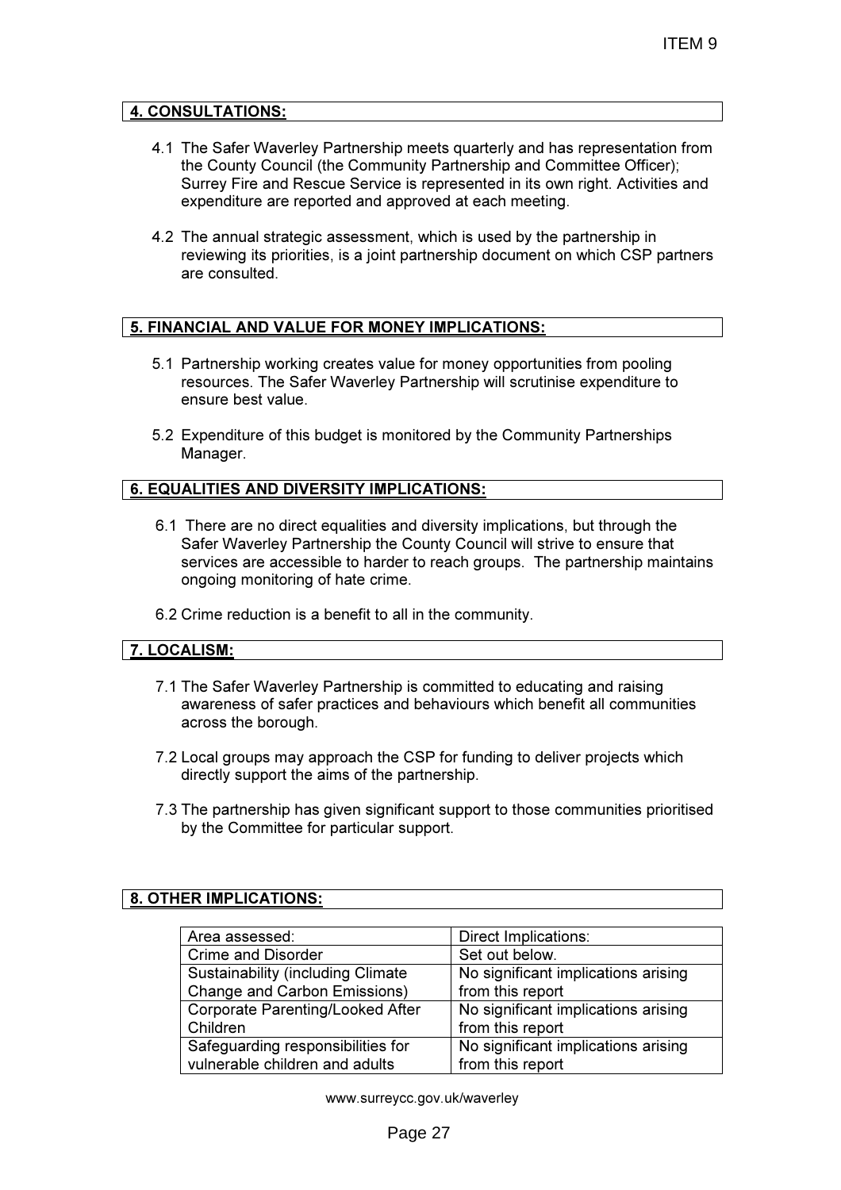## 4. CONSULTATIONS:

4.1 The Safer Waverley Partnership meets quarterly and has representation from the County Council (the Community Partnership and Committee Officer); Surrey Fire and Rescue Service is represented in its own right. Activities and expenditure are reported and approved at each meeting.

4.2 The annual strategic assessment, which is used by the partnership in reviewing its priorities, is a joint partnership document on which CSP partners are consulted.

## 5. FINANCIAL AND VALUE FOR MONEY IMPLICATIONS:

5.1 Partnership working creates value for money opportunities from pooling resources. The Safer Waverley Partnership will scrutinise expenditure to ensure best value.

5.2 Expenditure of this budget is monitored by the Community Partnerships Manager.

## 6. EQUALITIES AND DIVERSITY IMPLICATIONS:

6.1 There are no direct equalities and diversity implications, but through the Safer Waverley Partnership the County Council will strive to ensure that services are accessible to harder to reach groups. The partnership maintains ongoing monitoring of hate crime.

6.2 Crime reduction is a benefit to all in the community.

## 7. LOCALISM:

7.1 The Safer Waverley Partnership is committed to educating and raising awareness of safer practices and behaviours which benefit all communities across the borough.

7.2 Local groups may approach the CSP for funding to deliver projects which directly support the aims of the partnership.

7.3 The partnership has given significant support to those communities prioritised by the Committee for particular support.

## 8. OTHER IMPLICATIONS:

| Area assessed: | Direct Implications: |
|---|---|
| Crime and Disorder | Set out below. |
| Sustainability (including Climate Change and Carbon Emissions) | No significant implications arising from this report |
| Corporate Parenting/Looked After Children | No significant implications arising from this report |
| Safeguarding responsibilities for vulnerable children and adults | No significant implications arising from this report |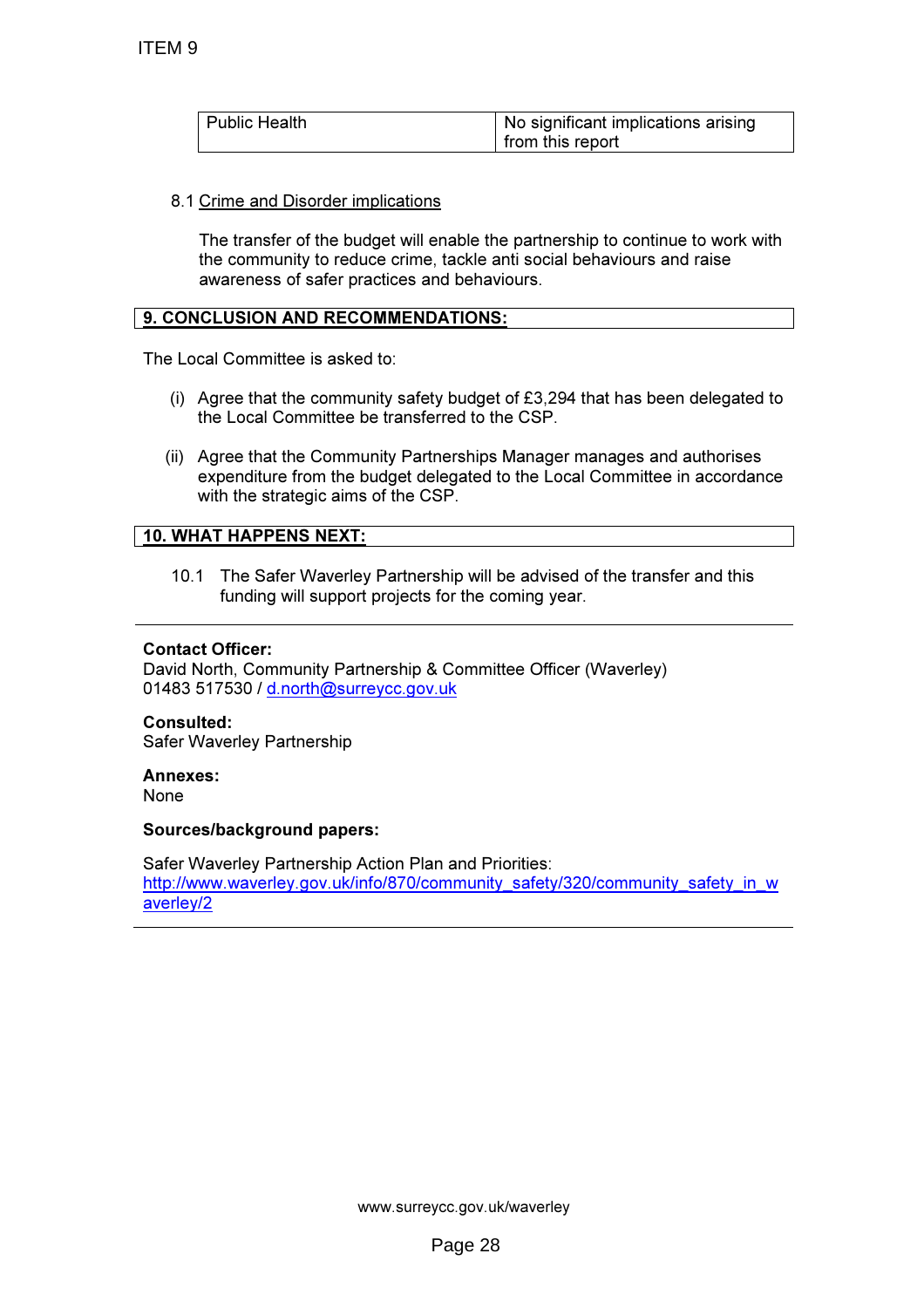| | |
|---|---|
| Public Health | No significant implications arising from this report |

8.1 Crime and Disorder implications

The transfer of the budget will enable the partnership to continue to work with the community to reduce crime, tackle anti social behaviours and raise awareness of safer practices and behaviours.

## 9. CONCLUSION AND RECOMMENDATIONS:

The Local Committee is asked to:

(i) Agree that the community safety budget of £3,294 that has been delegated to the Local Committee be transferred to the CSP.

(ii) Agree that the Community Partnerships Manager manages and authorises expenditure from the budget delegated to the Local Committee in accordance with the strategic aims of the CSP.

## 10. WHAT HAPPENS NEXT:

10.1 The Safer Waverley Partnership will be advised of the transfer and this funding will support projects for the coming year.

---

**Contact Officer:**
David North, Community Partnership & Committee Officer (Waverley)
01483 517530 / d.north@surreycc.gov.uk

**Consulted:**
Safer Waverley Partnership

**Annexes:**
None

**Sources/background papers:**

Safer Waverley Partnership Action Plan and Priorities:
http://www.waverley.gov.uk/info/870/community_safety/320/community_safety_in_waverley/2

---